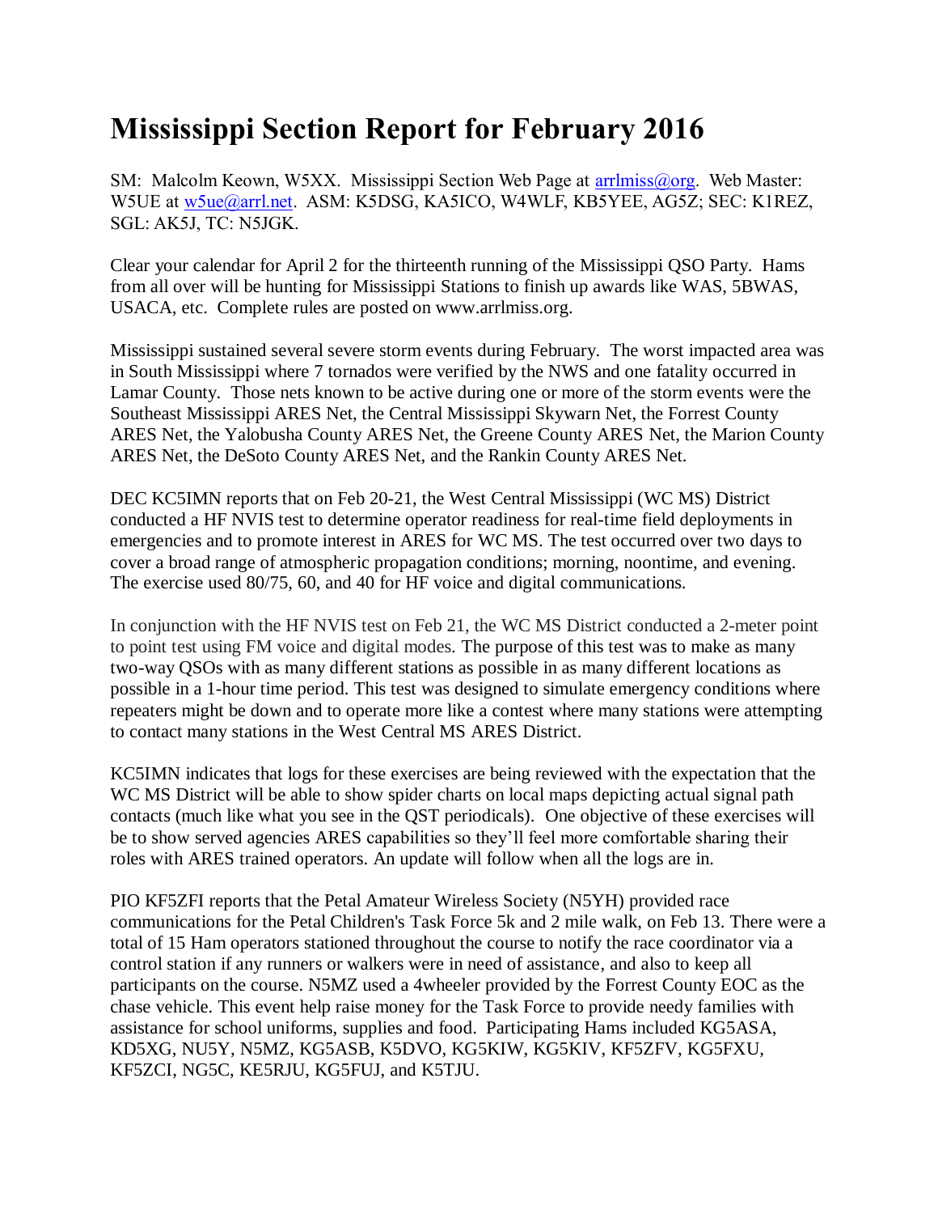# Mississippi Section Report for February 2016

SM: Malcolm Keown, W5XX. Mississippi Section Web Page at arrlmiss@org. Web Master: W5UE at w5ue@arrl.net. ASM: K5DSG, KA5ICO, W4WLF, KB5YEE, AG5Z; SEC: K1REZ, SGL: AK5J, TC: N5JGK.

Clear your calendar for April 2 for the thirteenth running of the Mississippi QSO Party. Hams from all over will be hunting for Mississippi Stations to finish up awards like WAS, 5BWAS, USACA, etc. Complete rules are posted on www.arrlmiss.org.

Mississippi sustained several severe storm events during February. The worst impacted area was in South Mississippi where 7 tornados were verified by the NWS and one fatality occurred in Lamar County. Those nets known to be active during one or more of the storm events were the Southeast Mississippi ARES Net, the Central Mississippi Skywarn Net, the Forrest County ARES Net, the Yalobusha County ARES Net, the Greene County ARES Net, the Marion County ARES Net, the DeSoto County ARES Net, and the Rankin County ARES Net.

DEC KC5IMN reports that on Feb 20-21, the West Central Mississippi (WC MS) District conducted a HF NVIS test to determine operator readiness for real-time field deployments in emergencies and to promote interest in ARES for WC MS. The test occurred over two days to cover a broad range of atmospheric propagation conditions; morning, noontime, and evening. The exercise used 80/75, 60, and 40 for HF voice and digital communications.

In conjunction with the HF NVIS test on Feb 21, the WC MS District conducted a 2-meter point to point test using FM voice and digital modes. The purpose of this test was to make as many two-way QSOs with as many different stations as possible in as many different locations as possible in a 1-hour time period. This test was designed to simulate emergency conditions where repeaters might be down and to operate more like a contest where many stations were attempting to contact many stations in the West Central MS ARES District.

KC5IMN indicates that logs for these exercises are being reviewed with the expectation that the WC MS District will be able to show spider charts on local maps depicting actual signal path contacts (much like what you see in the QST periodicals). One objective of these exercises will be to show served agencies ARES capabilities so they'll feel more comfortable sharing their roles with ARES trained operators. An update will follow when all the logs are in.

PIO KF5ZFI reports that the Petal Amateur Wireless Society (N5YH) provided race communications for the Petal Children's Task Force 5k and 2 mile walk, on Feb 13. There were a total of 15 Ham operators stationed throughout the course to notify the race coordinator via a control station if any runners or walkers were in need of assistance, and also to keep all participants on the course. N5MZ used a 4wheeler provided by the Forrest County EOC as the chase vehicle. This event help raise money for the Task Force to provide needy families with assistance for school uniforms, supplies and food. Participating Hams included KG5ASA, KD5XG, NU5Y, N5MZ, KG5ASB, K5DVO, KG5KIW, KG5KIV, KF5ZFV, KG5FXU, KF5ZCI, NG5C, KE5RJU, KG5FUJ, and K5TJU.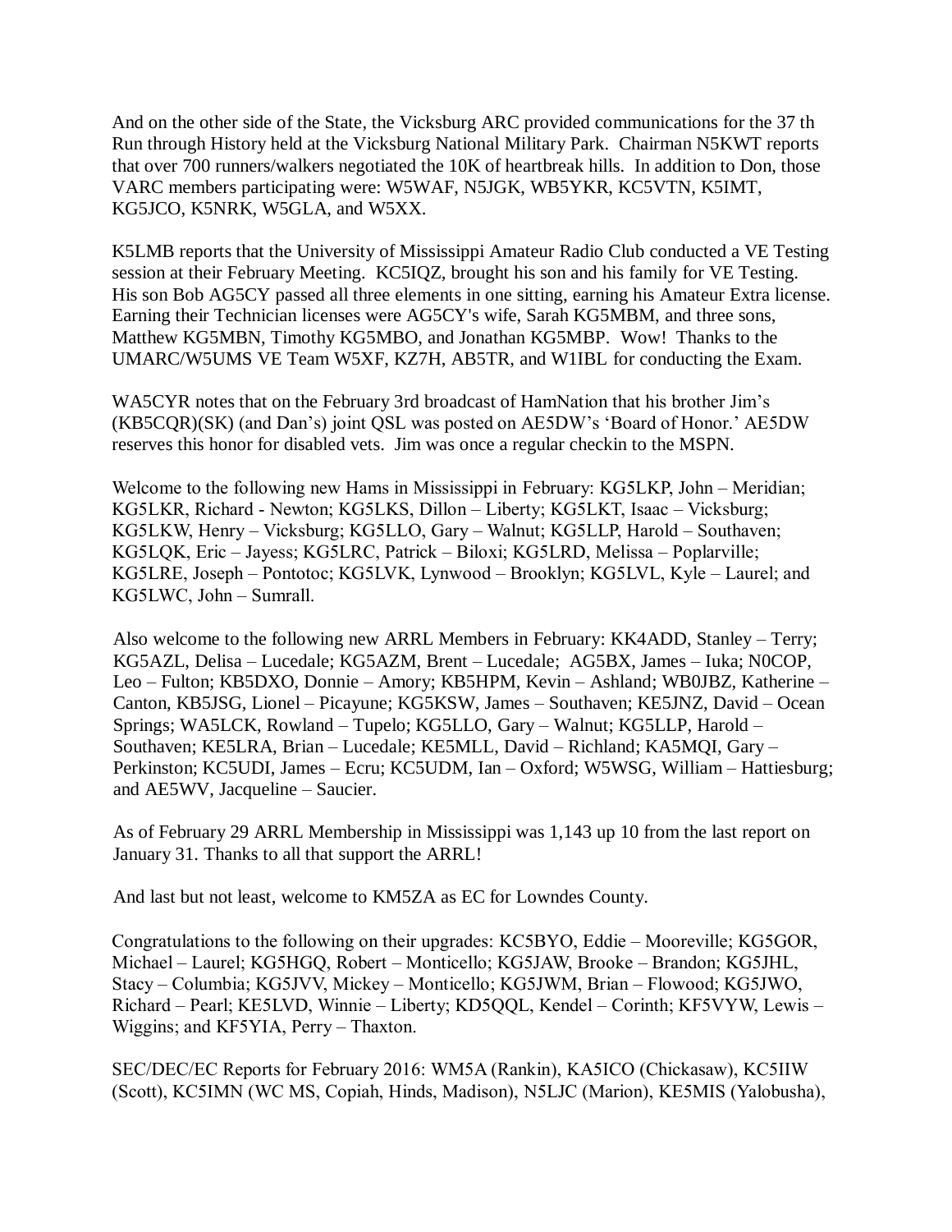And on the other side of the State, the Vicksburg ARC provided communications for the 37 th Run through History held at the Vicksburg National Military Park. Chairman N5KWT reports that over 700 runners/walkers negotiated the 10K of heartbreak hills. In addition to Don, those VARC members participating were: W5WAF, N5JGK, WB5YKR, KC5VTN, K5IMT, KG5JCO, K5NRK, W5GLA, and W5XX.

K5LMB reports that the University of Mississippi Amateur Radio Club conducted a VE Testing session at their February Meeting. KC5IQZ, brought his son and his family for VE Testing. His son Bob AG5CY passed all three elements in one sitting, earning his Amateur Extra license. Earning their Technician licenses were AG5CY's wife, Sarah KG5MBM, and three sons, Matthew KG5MBN, Timothy KG5MBO, and Jonathan KG5MBP. Wow! Thanks to the UMARC/W5UMS VE Team W5XF, KZ7H, AB5TR, and W1IBL for conducting the Exam.

WA5CYR notes that on the February 3rd broadcast of HamNation that his brother Jim's (KB5CQR)(SK) (and Dan's) joint QSL was posted on AE5DW's 'Board of Honor.' AE5DW reserves this honor for disabled vets. Jim was once a regular checkin to the MSPN.

Welcome to the following new Hams in Mississippi in February: KG5LKP, John – Meridian; KG5LKR, Richard - Newton; KG5LKS, Dillon – Liberty; KG5LKT, Isaac – Vicksburg; KG5LKW, Henry – Vicksburg; KG5LLO, Gary – Walnut; KG5LLP, Harold – Southaven; KG5LQK, Eric – Jayess; KG5LRC, Patrick – Biloxi; KG5LRD, Melissa – Poplarville; KG5LRE, Joseph – Pontotoc; KG5LVK, Lynwood – Brooklyn; KG5LVL, Kyle – Laurel; and KG5LWC, John – Sumrall.

Also welcome to the following new ARRL Members in February: KK4ADD, Stanley – Terry; KG5AZL, Delisa – Lucedale; KG5AZM, Brent – Lucedale; AG5BX, James – Iuka; N0COP, Leo – Fulton; KB5DXO, Donnie – Amory; KB5HPM, Kevin – Ashland; WB0JBZ, Katherine – Canton, KB5JSG, Lionel – Picayune; KG5KSW, James – Southaven; KE5JNZ, David – Ocean Springs; WA5LCK, Rowland – Tupelo; KG5LLO, Gary – Walnut; KG5LLP, Harold – Southaven; KE5LRA, Brian – Lucedale; KE5MLL, David – Richland; KA5MQI, Gary – Perkinston; KC5UDI, James – Ecru; KC5UDM, Ian – Oxford; W5WSG, William – Hattiesburg; and AE5WV, Jacqueline – Saucier.

As of February 29 ARRL Membership in Mississippi was 1,143 up 10 from the last report on January 31. Thanks to all that support the ARRL!

And last but not least, welcome to KM5ZA as EC for Lowndes County.

Congratulations to the following on their upgrades: KC5BYO, Eddie – Mooreville; KG5GOR, Michael – Laurel; KG5HGQ, Robert – Monticello; KG5JAW, Brooke – Brandon; KG5JHL, Stacy – Columbia; KG5JVV, Mickey – Monticello; KG5JWM, Brian – Flowood; KG5JWO, Richard – Pearl; KE5LVD, Winnie – Liberty; KD5QQL, Kendel – Corinth; KF5VYW, Lewis – Wiggins; and KF5YIA, Perry – Thaxton.

SEC/DEC/EC Reports for February 2016: WM5A (Rankin), KA5ICO (Chickasaw), KC5IIW (Scott), KC5IMN (WC MS, Copiah, Hinds, Madison), N5LJC (Marion), KE5MIS (Yalobusha),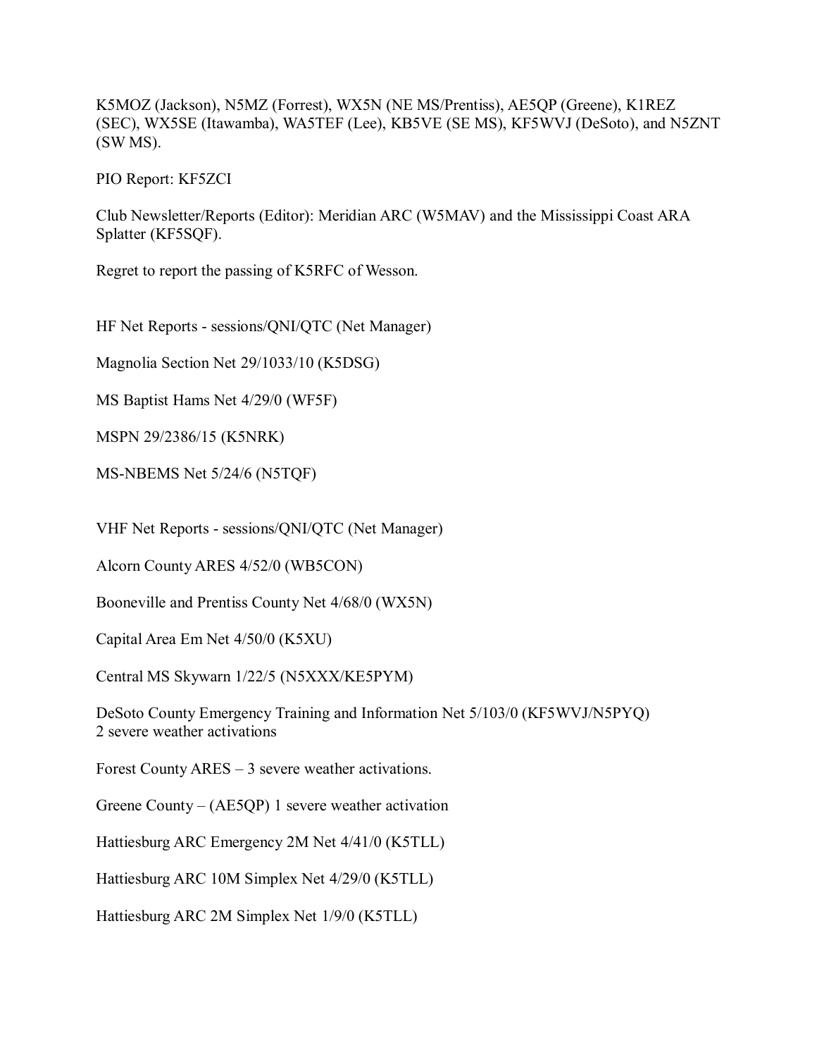K5MOZ (Jackson), N5MZ (Forrest), WX5N (NE MS/Prentiss), AE5QP (Greene), K1REZ (SEC), WX5SE (Itawamba), WA5TEF (Lee), KB5VE (SE MS), KF5WVJ (DeSoto), and N5ZNT (SW MS).

PIO Report: KF5ZCI

Club Newsletter/Reports (Editor): Meridian ARC (W5MAV) and the Mississippi Coast ARA Splatter (KF5SQF).

Regret to report the passing of K5RFC of Wesson.

HF Net Reports - sessions/QNI/QTC (Net Manager)

Magnolia Section Net 29/1033/10 (K5DSG)

MS Baptist Hams Net 4/29/0 (WF5F)

MSPN 29/2386/15 (K5NRK)

MS-NBEMS Net 5/24/6 (N5TQF)

VHF Net Reports - sessions/QNI/QTC (Net Manager)

Alcorn County ARES 4/52/0 (WB5CON)

Booneville and Prentiss County Net 4/68/0 (WX5N)

Capital Area Em Net 4/50/0 (K5XU)

Central MS Skywarn 1/22/5 (N5XXX/KE5PYM)

DeSoto County Emergency Training and Information Net 5/103/0 (KF5WVJ/N5PYQ)
2 severe weather activations

Forest County ARES – 3 severe weather activations.

Greene County – (AE5QP) 1 severe weather activation

Hattiesburg ARC Emergency 2M Net 4/41/0 (K5TLL)

Hattiesburg ARC 10M Simplex Net 4/29/0 (K5TLL)

Hattiesburg ARC 2M Simplex Net 1/9/0 (K5TLL)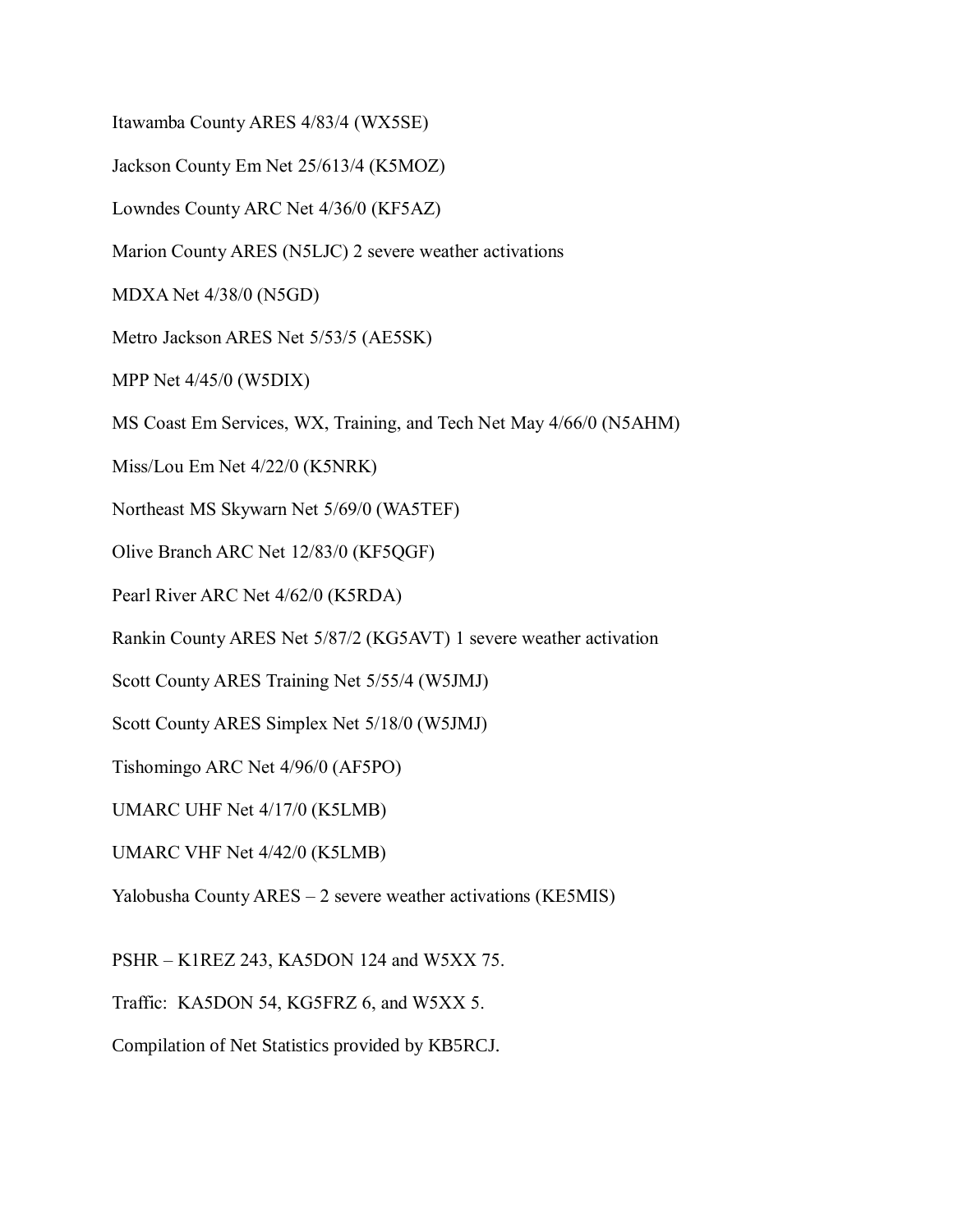Itawamba County ARES 4/83/4 (WX5SE)

Jackson County Em Net 25/613/4 (K5MOZ)

Lowndes County ARC Net 4/36/0 (KF5AZ)

Marion County ARES (N5LJC) 2 severe weather activations

MDXA Net 4/38/0 (N5GD)

Metro Jackson ARES Net 5/53/5 (AE5SK)

MPP Net 4/45/0 (W5DIX)

MS Coast Em Services, WX, Training, and Tech Net May 4/66/0 (N5AHM)

Miss/Lou Em Net 4/22/0 (K5NRK)

Northeast MS Skywarn Net 5/69/0 (WA5TEF)

Olive Branch ARC Net 12/83/0 (KF5QGF)

Pearl River ARC Net 4/62/0 (K5RDA)

Rankin County ARES Net 5/87/2 (KG5AVT) 1 severe weather activation

Scott County ARES Training Net 5/55/4 (W5JMJ)

Scott County ARES Simplex Net 5/18/0 (W5JMJ)

Tishomingo ARC Net 4/96/0 (AF5PO)

UMARC UHF Net 4/17/0 (K5LMB)

UMARC VHF Net 4/42/0 (K5LMB)

Yalobusha County ARES – 2 severe weather activations (KE5MIS)

PSHR – K1REZ 243, KA5DON 124 and W5XX 75.

Traffic: KA5DON 54, KG5FRZ 6, and W5XX 5.

Compilation of Net Statistics provided by KB5RCJ.